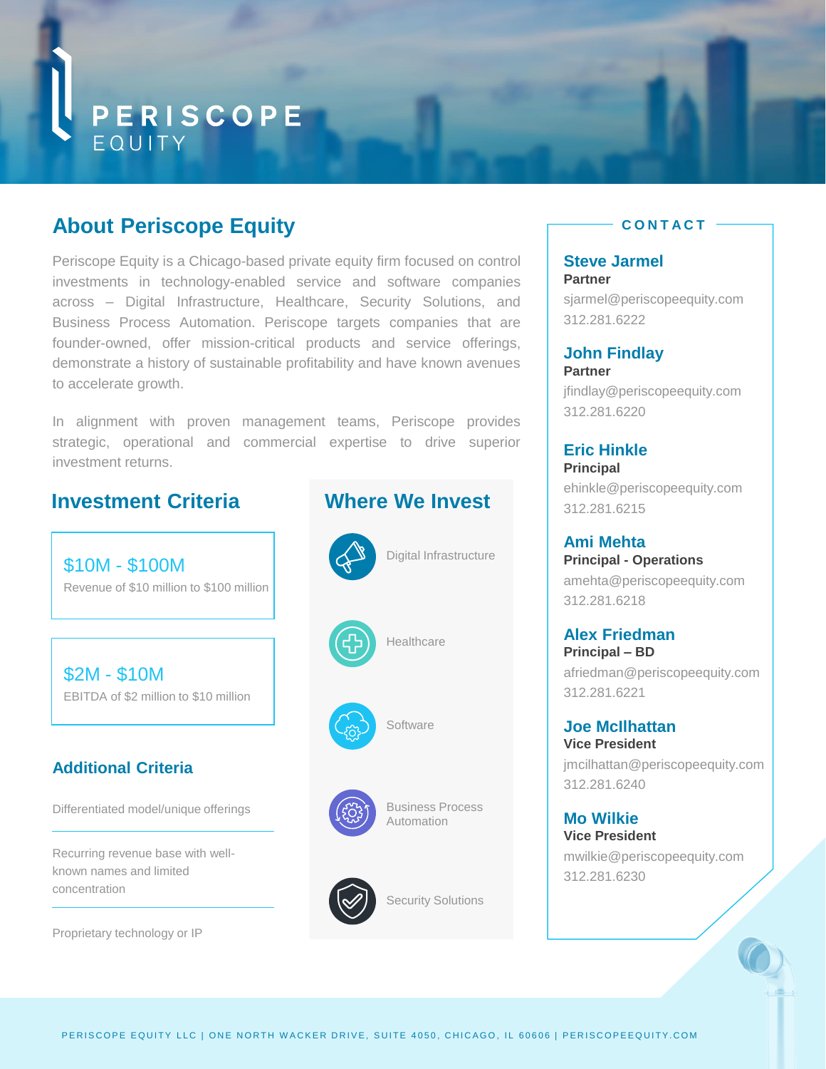# PERISCOPE EQUITY

## About Periscope Equity

Periscope Equity is a Chicago-based private equity firm focused on control investments in technology-enabled service and software companies across – Digital Infrastructure, Healthcare, Security Solutions, and Business Process Automation. Periscope targets companies that are founder-owned, offer mission-critical products and service offerings, demonstrate a history of sustainable profitability and have known avenues to accelerate growth.

In alignment with proven management teams, Periscope provides strategic, operational and commercial expertise to drive superior investment returns.

## Investment Criteria

**$10M - $100M**
Revenue of $10 million to $100 million

**$2M - $10M**
EBITDA of $2 million to $10 million

### Additional Criteria

- Differentiated model/unique offerings
- Recurring revenue base with well-known names and limited concentration
- Proprietary technology or IP

## Where We Invest

- Digital Infrastructure
- Healthcare
- Software
- Business Process Automation
- Security Solutions

## CONTACT

**Steve Jarmel**
**Partner**
sjarmel@periscopeequity.com
312.281.6222

**John Findlay**
**Partner**
jfindlay@periscopeequity.com
312.281.6220

**Eric Hinkle**
**Principal**
ehinkle@periscopeequity.com
312.281.6215

**Ami Mehta**
**Principal - Operations**
amehta@periscopeequity.com
312.281.6218

**Alex Friedman**
**Principal – BD**
afriedman@periscopeequity.com
312.281.6221

**Joe McIlhattan**
**Vice President**
jmcilhattan@periscopeequity.com
312.281.6240

**Mo Wilkie**
**Vice President**
mwilkie@periscopeequity.com
312.281.6230

PERISCOPE EQUITY LLC | ONE NORTH WACKER DRIVE, SUITE 4050, CHICAGO, IL 60606 | PERISCOPEEQUITY.COM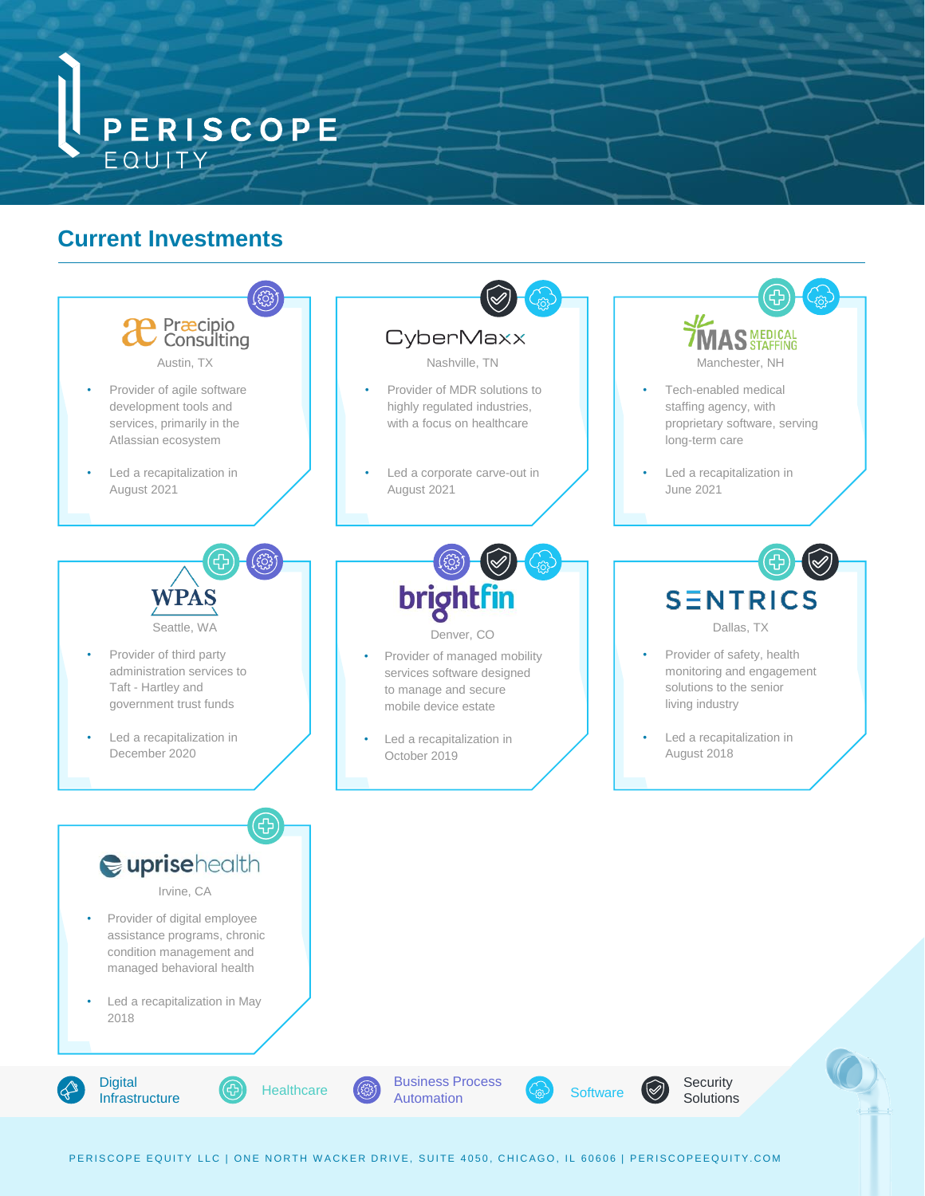# PERISCOPE EQUITY

## Current Investments

### Praecipio Consulting

Austin, TX

- Provider of agile software development tools and services, primarily in the Atlassian ecosystem
- Led a recapitalization in August 2021

### CyberMaxx

Nashville, TN

- Provider of MDR solutions to highly regulated industries, with a focus on healthcare
- Led a corporate carve-out in August 2021

### MAS Medical Staffing

Manchester, NH

- Tech-enabled medical staffing agency, with proprietary software, serving long-term care
- Led a recapitalization in June 2021

### WPAS

Seattle, WA

- Provider of third party administration services to Taft - Hartley and government trust funds
- Led a recapitalization in December 2020

### brightfin

Denver, CO

- Provider of managed mobility services software designed to manage and secure mobile device estate
- Led a recapitalization in October 2019

### SENTRICS

Dallas, TX

- Provider of safety, health monitoring and engagement solutions to the senior living industry
- Led a recapitalization in August 2018

### uprisehealth

Irvine, CA

- Provider of digital employee assistance programs, chronic condition management and managed behavioral health
- Led a recapitalization in May 2018

Digital Infrastructure | Healthcare | Business Process Automation | Software | Security Solutions

PERISCOPE EQUITY LLC | ONE NORTH WACKER DRIVE, SUITE 4050, CHICAGO, IL 60606 | PERISCOPEEQUITY.COM